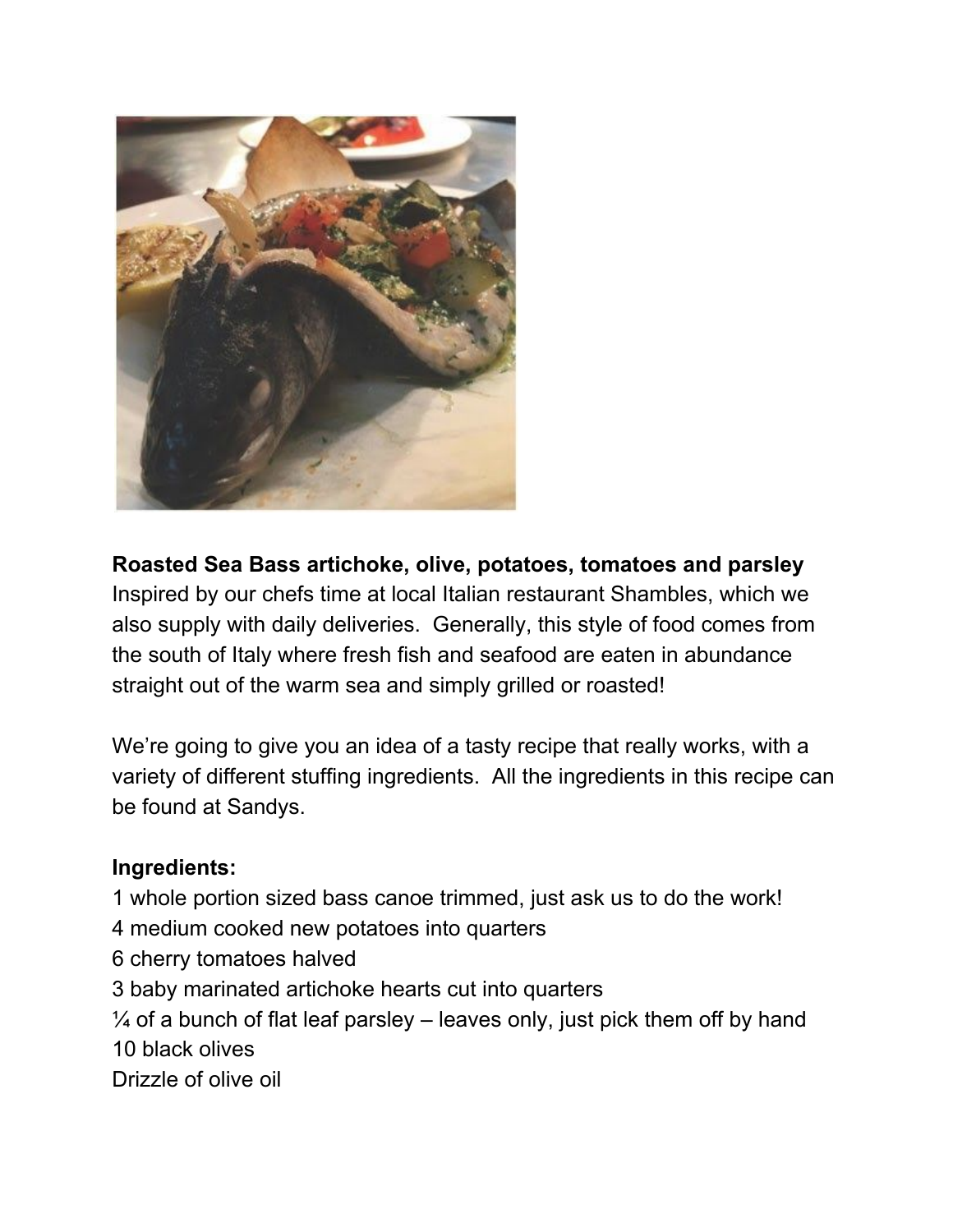**Roasted Sea Bass artichoke, olive, potatoes, tomatoes and parsley**
Inspired by our chefs time at local Italian restaurant Shambles, which we also supply with daily deliveries. Generally, this style of food comes from the south of Italy where fresh fish and seafood are eaten in abundance straight out of the warm sea and simply grilled or roasted!

We're going to give you an idea of a tasty recipe that really works, with a variety of different stuffing ingredients. All the ingredients in this recipe can be found at Sandys.

**Ingredients:**
1 whole portion sized bass canoe trimmed, just ask us to do the work!
4 medium cooked new potatoes into quarters
6 cherry tomatoes halved
3 baby marinated artichoke hearts cut into quarters
¼ of a bunch of flat leaf parsley – leaves only, just pick them off by hand
10 black olives
Drizzle of olive oil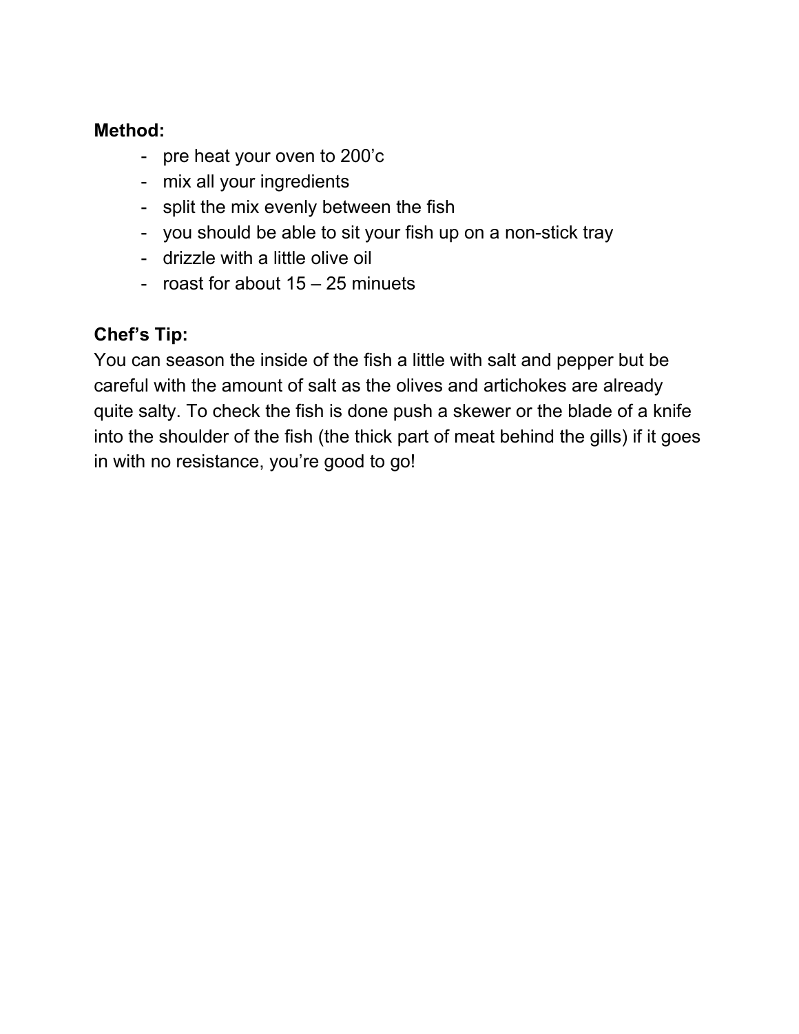**Method:**

- pre heat your oven to 200’c
- mix all your ingredients
- split the mix evenly between the fish
- you should be able to sit your fish up on a non-stick tray
- drizzle with a little olive oil
- roast for about 15 – 25 minuets

**Chef’s Tip:**

You can season the inside of the fish a little with salt and pepper but be careful with the amount of salt as the olives and artichokes are already quite salty. To check the fish is done push a skewer or the blade of a knife into the shoulder of the fish (the thick part of meat behind the gills) if it goes in with no resistance, you’re good to go!